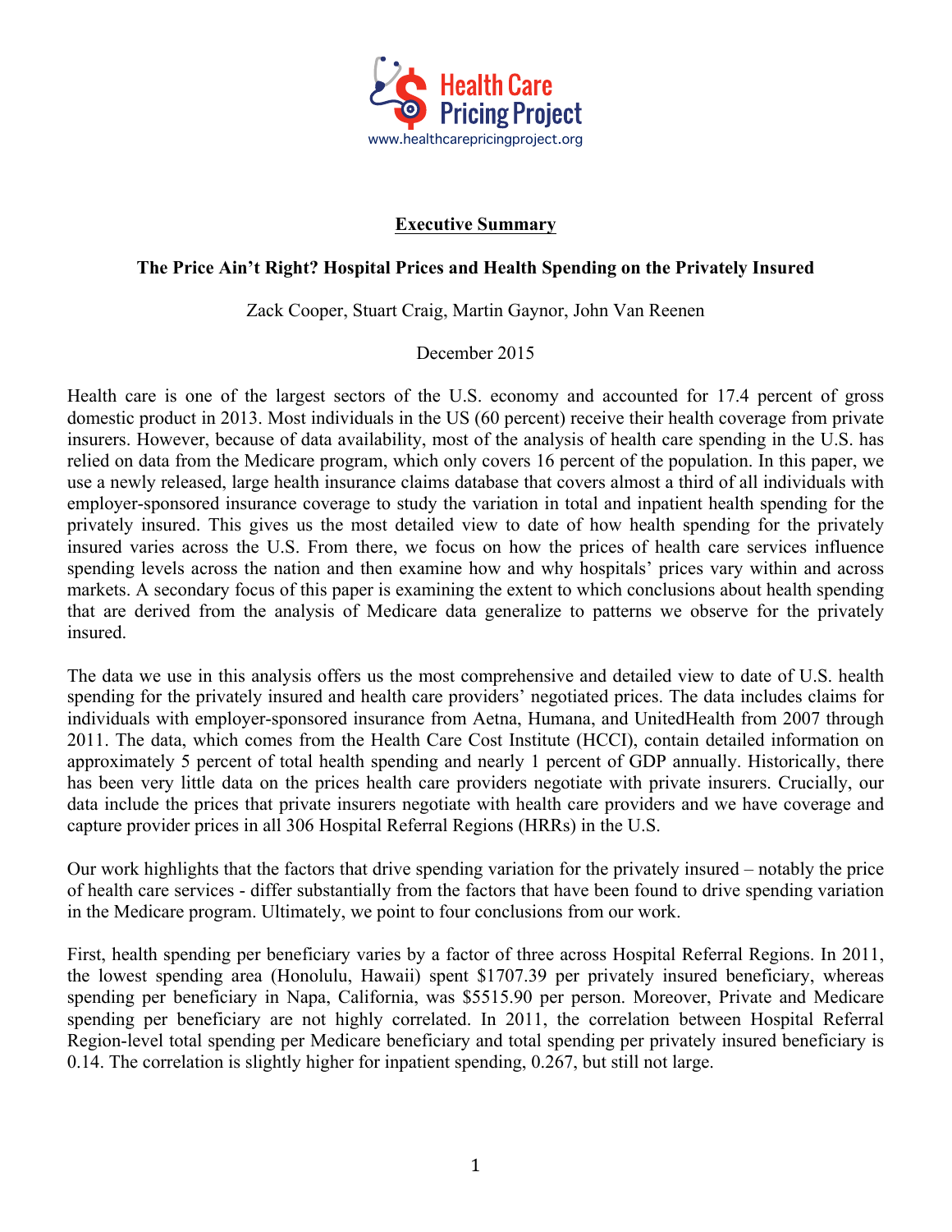Health Care Pricing Project
www.healthcarepricingproject.org

## Executive Summary

### The Price Ain't Right? Hospital Prices and Health Spending on the Privately Insured

Zack Cooper, Stuart Craig, Martin Gaynor, John Van Reenen

December 2015

Health care is one of the largest sectors of the U.S. economy and accounted for 17.4 percent of gross domestic product in 2013. Most individuals in the US (60 percent) receive their health coverage from private insurers. However, because of data availability, most of the analysis of health care spending in the U.S. has relied on data from the Medicare program, which only covers 16 percent of the population. In this paper, we use a newly released, large health insurance claims database that covers almost a third of all individuals with employer-sponsored insurance coverage to study the variation in total and inpatient health spending for the privately insured. This gives us the most detailed view to date of how health spending for the privately insured varies across the U.S. From there, we focus on how the prices of health care services influence spending levels across the nation and then examine how and why hospitals' prices vary within and across markets. A secondary focus of this paper is examining the extent to which conclusions about health spending that are derived from the analysis of Medicare data generalize to patterns we observe for the privately insured.

The data we use in this analysis offers us the most comprehensive and detailed view to date of U.S. health spending for the privately insured and health care providers' negotiated prices. The data includes claims for individuals with employer-sponsored insurance from Aetna, Humana, and UnitedHealth from 2007 through 2011. The data, which comes from the Health Care Cost Institute (HCCI), contain detailed information on approximately 5 percent of total health spending and nearly 1 percent of GDP annually. Historically, there has been very little data on the prices health care providers negotiate with private insurers. Crucially, our data include the prices that private insurers negotiate with health care providers and we have coverage and capture provider prices in all 306 Hospital Referral Regions (HRRs) in the U.S.

Our work highlights that the factors that drive spending variation for the privately insured – notably the price of health care services - differ substantially from the factors that have been found to drive spending variation in the Medicare program. Ultimately, we point to four conclusions from our work.

First, health spending per beneficiary varies by a factor of three across Hospital Referral Regions. In 2011, the lowest spending area (Honolulu, Hawaii) spent $1707.39 per privately insured beneficiary, whereas spending per beneficiary in Napa, California, was $5515.90 per person. Moreover, Private and Medicare spending per beneficiary are not highly correlated. In 2011, the correlation between Hospital Referral Region-level total spending per Medicare beneficiary and total spending per privately insured beneficiary is 0.14. The correlation is slightly higher for inpatient spending, 0.267, but still not large.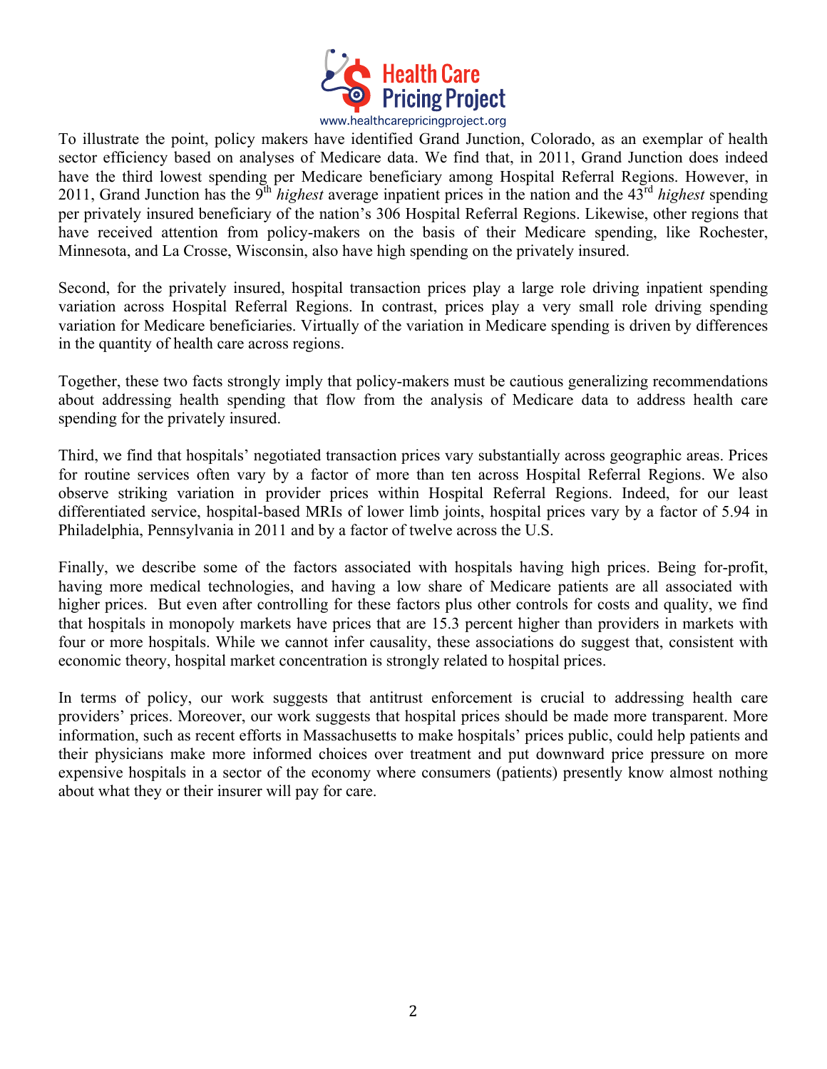To illustrate the point, policy makers have identified Grand Junction, Colorado, as an exemplar of health sector efficiency based on analyses of Medicare data. We find that, in 2011, Grand Junction does indeed have the third lowest spending per Medicare beneficiary among Hospital Referral Regions. However, in 2011, Grand Junction has the 9th *highest* average inpatient prices in the nation and the 43rd *highest* spending per privately insured beneficiary of the nation's 306 Hospital Referral Regions. Likewise, other regions that have received attention from policy-makers on the basis of their Medicare spending, like Rochester, Minnesota, and La Crosse, Wisconsin, also have high spending on the privately insured.

Second, for the privately insured, hospital transaction prices play a large role driving inpatient spending variation across Hospital Referral Regions. In contrast, prices play a very small role driving spending variation for Medicare beneficiaries. Virtually of the variation in Medicare spending is driven by differences in the quantity of health care across regions.

Together, these two facts strongly imply that policy-makers must be cautious generalizing recommendations about addressing health spending that flow from the analysis of Medicare data to address health care spending for the privately insured.

Third, we find that hospitals' negotiated transaction prices vary substantially across geographic areas. Prices for routine services often vary by a factor of more than ten across Hospital Referral Regions. We also observe striking variation in provider prices within Hospital Referral Regions. Indeed, for our least differentiated service, hospital-based MRIs of lower limb joints, hospital prices vary by a factor of 5.94 in Philadelphia, Pennsylvania in 2011 and by a factor of twelve across the U.S.

Finally, we describe some of the factors associated with hospitals having high prices. Being for-profit, having more medical technologies, and having a low share of Medicare patients are all associated with higher prices. But even after controlling for these factors plus other controls for costs and quality, we find that hospitals in monopoly markets have prices that are 15.3 percent higher than providers in markets with four or more hospitals. While we cannot infer causality, these associations do suggest that, consistent with economic theory, hospital market concentration is strongly related to hospital prices.

In terms of policy, our work suggests that antitrust enforcement is crucial to addressing health care providers' prices. Moreover, our work suggests that hospital prices should be made more transparent. More information, such as recent efforts in Massachusetts to make hospitals' prices public, could help patients and their physicians make more informed choices over treatment and put downward price pressure on more expensive hospitals in a sector of the economy where consumers (patients) presently know almost nothing about what they or their insurer will pay for care.